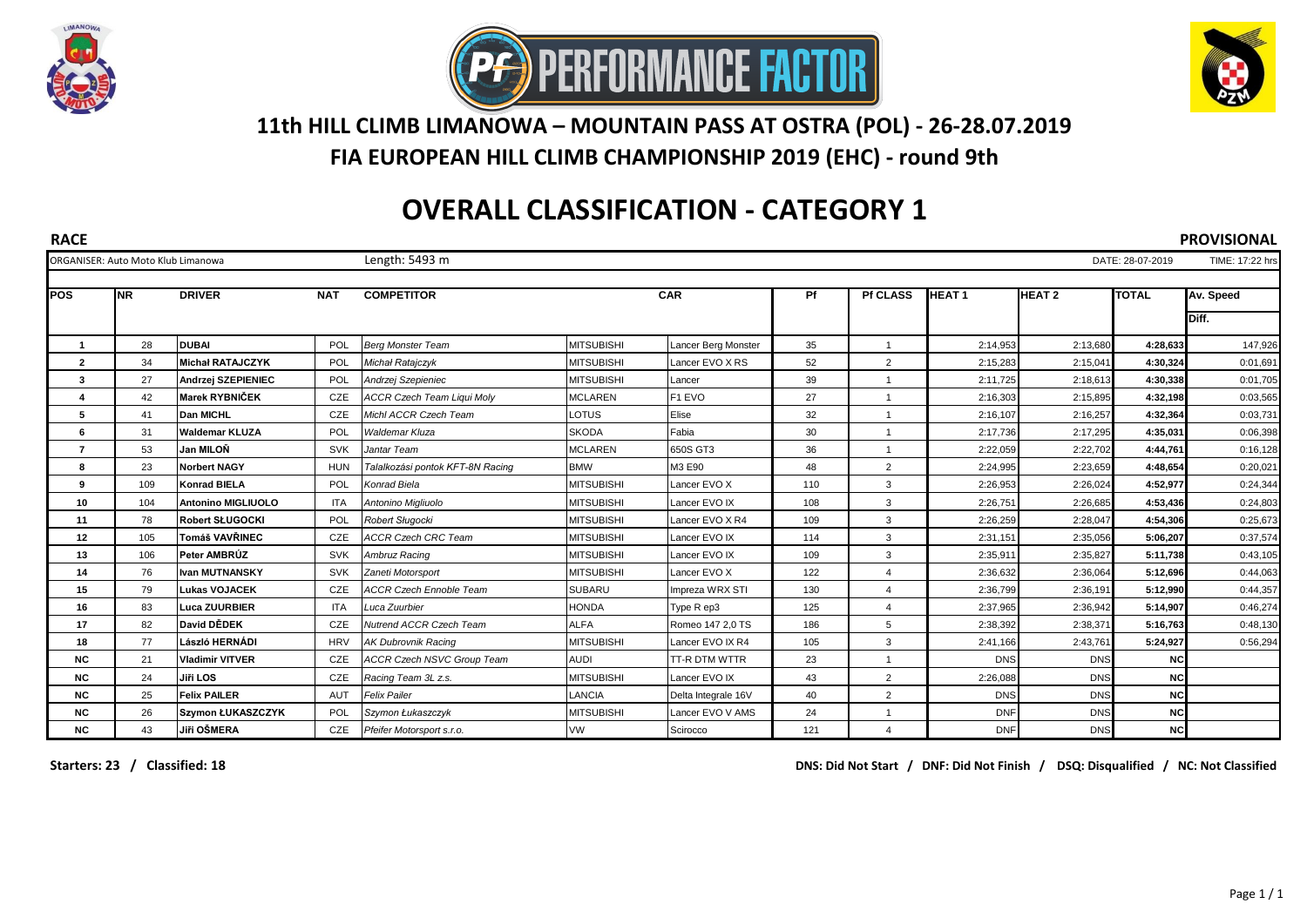# 11th HILL CLIMB LIMANOWA – MOUNTAIN PASS AT OSTRA (POL) - 26-28.07.2019

## FIA EUROPEAN HILL CLIMB CHAMPIONSHIP 2019 (EHC) - round 9th

# OVERALL CLASSIFICATION - CATEGORY 1

**RACE** **PROVISIONAL**

ORGANISER: Auto Moto Klub Limanowa | Length: 5493 m | DATE: 28-07-2019 | TIME: 17:22 hrs

| POS | NR | DRIVER | NAT | COMPETITOR | CAR | | Pf | Pf CLASS | HEAT 1 | HEAT 2 | TOTAL | Av. Speed Diff. |
|---|---|---|---|---|---|---|---|---|---|---|---|---|
| 1 | 28 | **DUBAI** | POL | *Berg Monster Team* | MITSUBISHI | Lancer Berg Monster | 35 | 1 | 2:14,953 | 2:13,680 | **4:28,633** | 147,926 |
| 2 | 34 | **Michał RATAJCZYK** | POL | *Michał Ratajczyk* | MITSUBISHI | Lancer EVO X RS | 52 | 2 | 2:15,283 | 2:15,041 | **4:30,324** | 0:01,691 |
| 3 | 27 | **Andrzej SZEPIENIEC** | POL | *Andrzej Szepieniec* | MITSUBISHI | Lancer | 39 | 1 | 2:11,725 | 2:18,613 | **4:30,338** | 0:01,705 |
| 4 | 42 | **Marek RYBNIČEK** | CZE | *ACCR Czech Team Liqui Moly* | MCLAREN | F1 EVO | 27 | 1 | 2:16,303 | 2:15,895 | **4:32,198** | 0:03,565 |
| 5 | 41 | **Dan MICHL** | CZE | *Michl ACCR Czech Team* | LOTUS | Elise | 32 | 1 | 2:16,107 | 2:16,257 | **4:32,364** | 0:03,731 |
| 6 | 31 | **Waldemar KLUZA** | POL | *Waldemar Kluza* | SKODA | Fabia | 30 | 1 | 2:17,736 | 2:17,295 | **4:35,031** | 0:06,398 |
| 7 | 53 | **Jan MILOŇ** | SVK | *Jantar Team* | MCLAREN | 650S GT3 | 36 | 1 | 2:22,059 | 2:22,702 | **4:44,761** | 0:16,128 |
| 8 | 23 | **Norbert NAGY** | HUN | *Talalkozási pontok KFT-8N Racing* | BMW | M3 E90 | 48 | 2 | 2:24,995 | 2:23,659 | **4:48,654** | 0:20,021 |
| 9 | 109 | **Konrad BIELA** | POL | *Konrad Biela* | MITSUBISHI | Lancer EVO X | 110 | 3 | 2:26,953 | 2:26,024 | **4:52,977** | 0:24,344 |
| 10 | 104 | **Antonino MIGLIUOLO** | ITA | *Antonino Migliuolo* | MITSUBISHI | Lancer EVO IX | 108 | 3 | 2:26,751 | 2:26,685 | **4:53,436** | 0:24,803 |
| 11 | 78 | **Robert SŁUGOCKI** | POL | *Robert Sługocki* | MITSUBISHI | Lancer EVO X R4 | 109 | 3 | 2:26,259 | 2:28,047 | **4:54,306** | 0:25,673 |
| 12 | 105 | **Tomáš VAVŘINEC** | CZE | *ACCR Czech CRC Team* | MITSUBISHI | Lancer EVO IX | 114 | 3 | 2:31,151 | 2:35,056 | **5:06,207** | 0:37,574 |
| 13 | 106 | **Peter AMBRÚZ** | SVK | *Ambruz Racing* | MITSUBISHI | Lancer EVO IX | 109 | 3 | 2:35,911 | 2:35,827 | **5:11,738** | 0:43,105 |
| 14 | 76 | **Ivan MUTNANSKY** | SVK | *Zaneti Motorsport* | MITSUBISHI | Lancer EVO X | 122 | 4 | 2:36,632 | 2:36,064 | **5:12,696** | 0:44,063 |
| 15 | 79 | **Lukas VOJACEK** | CZE | *ACCR Czech Ennoble Team* | SUBARU | Impreza WRX STI | 130 | 4 | 2:36,799 | 2:36,191 | **5:12,990** | 0:44,357 |
| 16 | 83 | **Luca ZUURBIER** | ITA | *Luca Zuurbier* | HONDA | Type R ep3 | 125 | 4 | 2:37,965 | 2:36,942 | **5:14,907** | 0:46,274 |
| 17 | 82 | **David DĚDEK** | CZE | *Nutrend ACCR Czech Team* | ALFA | Romeo 147 2,0 TS | 186 | 5 | 2:38,392 | 2:38,371 | **5:16,763** | 0:48,130 |
| 18 | 77 | **László HERNÁDI** | HRV | *AK Dubrovnik Racing* | MITSUBISHI | Lancer EVO IX R4 | 105 | 3 | 2:41,166 | 2:43,761 | **5:24,927** | 0:56,294 |
| NC | 21 | **Vladimir VITVER** | CZE | *ACCR Czech NSVC Group Team* | AUDI | TT-R DTM WTTR | 23 | 1 | DNS | DNS | **NC** | |
| NC | 24 | **Jiři LOS** | CZE | *Racing Team 3L z.s.* | MITSUBISHI | Lancer EVO IX | 43 | 2 | 2:26,088 | DNS | **NC** | |
| NC | 25 | **Felix PAILER** | AUT | *Felix Pailer* | LANCIA | Delta Integrale 16V | 40 | 2 | DNS | DNS | **NC** | |
| NC | 26 | **Szymon ŁUKASZCZYK** | POL | *Szymon Łukaszczyk* | MITSUBISHI | Lancer EVO V AMS | 24 | 1 | DNF | DNS | **NC** | |
| NC | 43 | **Jiři OŠMERA** | CZE | *Pfeifer Motorsport s.r.o.* | VW | Scirocco | 121 | 4 | DNF | DNS | **NC** | |

**Starters: 23 / Classified: 18**

**DNS: Did Not Start / DNF: Did Not Finish / DSQ: Disqualified / NC: Not Classified**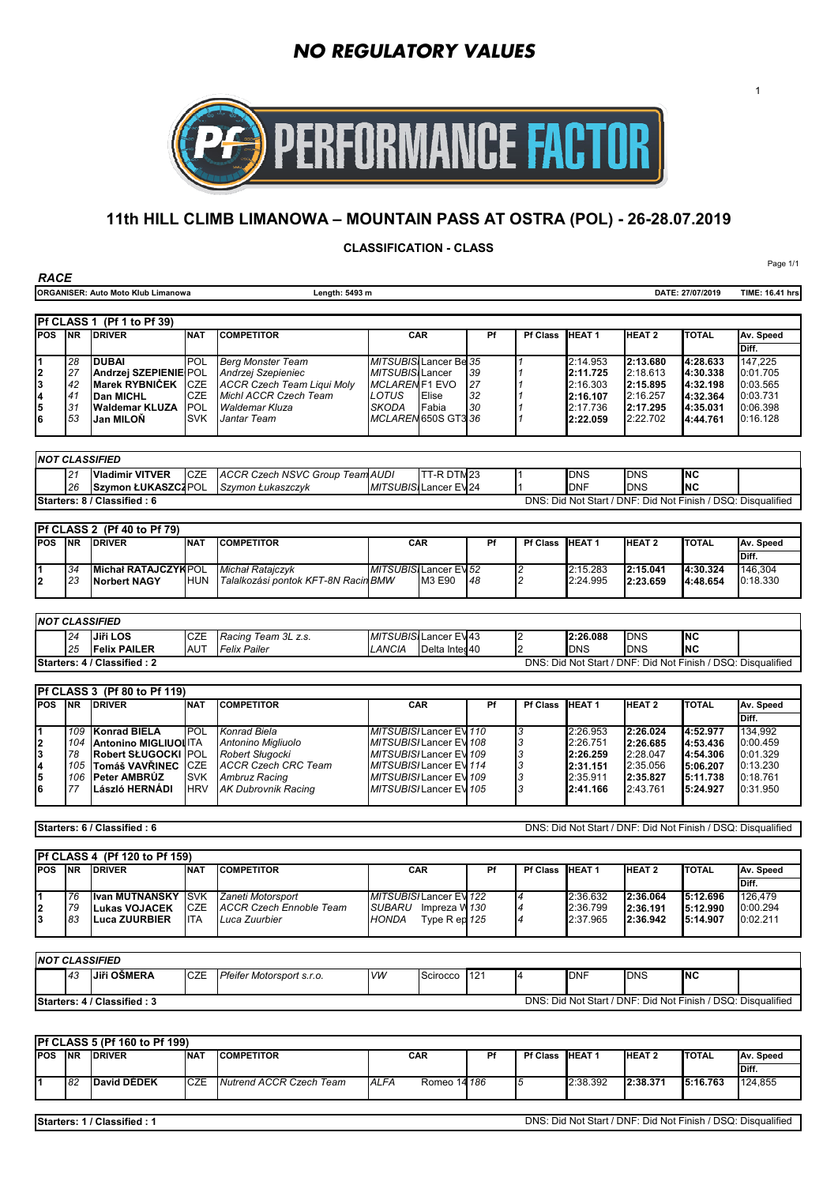# NO REGULATORY VALUES

PERFORMANCE FACTOR

## 11th HILL CLIMB LIMANOWA – MOUNTAIN PASS AT OSTRA (POL) - 26-28.07.2019

### CLASSIFICATION - CLASS

**RACE**

**ORGANISER: Auto Moto Klub Limanowa** | **Length: 5493 m** | **DATE: 27/07/2019** | **TIME: 16.41 hrs**

**Pf CLASS 1 (Pf 1 to Pf 39)**

| POS | NR | DRIVER | NAT | COMPETITOR | CAR | | Pf | Pf Class | HEAT 1 | HEAT 2 | TOTAL | Av. Speed / Diff. |
|---|---|---|---|---|---|---|---|---|---|---|---|---|
| 1 | 28 | **DUBAI** | POL | *Berg Monster Team* | *MITSUBISI* | *Lancer Be* | 35 | 1 | 2:14.953 | **2:13.680** | **4:28.633** | 147,225 |
| 2 | 27 | **Andrzej SZEPIENIE** | POL | *Andrzej Szepieniec* | *MITSUBISI* | *Lancer* | 39 | 1 | **2:11.725** | 2:18.613 | **4:30.338** | 0:01.705 |
| 3 | 42 | **Marek RYBNIČEK** | CZE | *ACCR Czech Team Liqui Moly* | *MCLAREN* | *F1 EVO* | 27 | 1 | 2:16.303 | **2:15.895** | **4:32.198** | 0:03.565 |
| 4 | 41 | **Dan MICHL** | CZE | *Michl ACCR Czech Team* | *LOTUS* | *Elise* | 32 | 1 | **2:16.107** | 2:16.257 | **4:32.364** | 0:03.731 |
| 5 | 31 | **Waldemar KLUZA** | POL | *Waldemar Kluza* | *SKODA* | *Fabia* | 30 | 1 | 2:17.736 | **2:17.295** | **4:35.031** | 0:06.398 |
| 6 | 53 | **Jan MILOŇ** | SVK | *Jantar Team* | *MCLAREN* | *650S GT3* | 36 | 1 | **2:22.059** | 2:22.702 | **4:44.761** | 0:16.128 |

**NOT CLASSIFIED**

| | NR | DRIVER | NAT | COMPETITOR | CAR | | Pf | Pf Class | HEAT 1 | HEAT 2 | TOTAL | |
|---|---|---|---|---|---|---|---|---|---|---|---|---|
| | 21 | **Vladimir VITVER** | CZE | *ACCR Czech NSVC Group Team* | *AUDI* | *TT-R DTM* | 23 | 1 | DNS | DNS | **NC** | |
| | 26 | **Szymon ŁUKASZCZ** | POL | *Szymon Łukaszczyk* | *MITSUBISI* | *Lancer EV* | 24 | 1 | DNF | DNS | **NC** | |

**Starters: 8 / Classified : 6** — DNS: Did Not Start / DNF: Did Not Finish / DSQ: Disqualified

**Pf CLASS 2 (Pf 40 to Pf 79)**

| POS | NR | DRIVER | NAT | COMPETITOR | CAR | | Pf | Pf Class | HEAT 1 | HEAT 2 | TOTAL | Av. Speed / Diff. |
|---|---|---|---|---|---|---|---|---|---|---|---|---|
| 1 | 34 | **Michał RATAJCZYK** | POL | *Michał Ratajczyk* | *MITSUBISI* | *Lancer EV* | 52 | 2 | 2:15.283 | **2:15.041** | **4:30.324** | 146,304 |
| 2 | 23 | **Norbert NAGY** | HUN | *Talalkozási pontok KFT-8N Racin* | *BMW* | M3 E90 | 48 | 2 | 2:24.995 | **2:23.659** | **4:48.654** | 0:18.330 |

**NOT CLASSIFIED**

| | NR | DRIVER | NAT | COMPETITOR | CAR | | Pf | Pf Class | HEAT 1 | HEAT 2 | TOTAL | |
|---|---|---|---|---|---|---|---|---|---|---|---|---|
| | 24 | **Jiři LOS** | CZE | *Racing Team 3L z.s.* | *MITSUBISI* | *Lancer EV* | 43 | 2 | **2:26.088** | DNS | **NC** | |
| | 25 | **Felix PAILER** | AUT | *Felix Pailer* | *LANCIA* | *Delta Integ* | 40 | 2 | DNS | DNS | **NC** | |

**Starters: 4 / Classified : 2** — DNS: Did Not Start / DNF: Did Not Finish / DSQ: Disqualified

**Pf CLASS 3 (Pf 80 to Pf 119)**

| POS | NR | DRIVER | NAT | COMPETITOR | CAR | | Pf | Pf Class | HEAT 1 | HEAT 2 | TOTAL | Av. Speed / Diff. |
|---|---|---|---|---|---|---|---|---|---|---|---|---|
| 1 | 109 | **Konrad BIELA** | POL | *Konrad Biela* | *MITSUBISI* | *Lancer EV* | 110 | 3 | 2:26.953 | **2:26.024** | **4:52.977** | 134,992 |
| 2 | 104 | **Antonino MIGLIUOL** | ITA | *Antonino Migliuolo* | *MITSUBISI* | *Lancer EV* | 108 | 3 | 2:26.751 | **2:26.685** | **4:53.436** | 0:00.459 |
| 3 | 78 | **Robert SŁUGOCKI** | POL | *Robert Sługocki* | *MITSUBISI* | *Lancer EV* | 109 | 3 | **2:26.259** | 2:28.047 | **4:54.306** | 0:01.329 |
| 4 | 105 | **Tomáš VAVŘINEC** | CZE | *ACCR Czech CRC Team* | *MITSUBISI* | *Lancer EV* | 114 | 3 | **2:31.151** | 2:35.056 | **5:06.207** | 0:13.230 |
| 5 | 106 | **Peter AMBRÚZ** | SVK | *Ambruz Racing* | *MITSUBISI* | *Lancer EV* | 109 | 3 | 2:35.911 | **2:35.827** | **5:11.738** | 0:18.761 |
| 6 | 77 | **László HERNÁDI** | HRV | *AK Dubrovnik Racing* | *MITSUBISI* | *Lancer EV* | 105 | 3 | **2:41.166** | 2:43.761 | **5:24.927** | 0:31.950 |

**Starters: 6 / Classified : 6** — DNS: Did Not Start / DNF: Did Not Finish / DSQ: Disqualified

**Pf CLASS 4 (Pf 120 to Pf 159)**

| POS | NR | DRIVER | NAT | COMPETITOR | CAR | | Pf | Pf Class | HEAT 1 | HEAT 2 | TOTAL | Av. Speed / Diff. |
|---|---|---|---|---|---|---|---|---|---|---|---|---|
| 1 | 76 | **Ivan MUTNANSKY** | SVK | *Zaneti Motorsport* | *MITSUBISI* | *Lancer EV* | 122 | 4 | 2:36.632 | **2:36.064** | **5:12.696** | 126,479 |
| 2 | 79 | **Lukas VOJACEK** | CZE | *ACCR Czech Ennoble Team* | *SUBARU* | *Impreza W* | 130 | 4 | 2:36.799 | **2:36.191** | **5:12.990** | 0:00.294 |
| 3 | 83 | **Luca ZUURBIER** | ITA | *Luca Zuurbier* | *HONDA* | *Type R ep* | 125 | 4 | 2:37.965 | **2:36.942** | **5:14.907** | 0:02.211 |

**NOT CLASSIFIED**

| | NR | DRIVER | NAT | COMPETITOR | CAR | | Pf | Pf Class | HEAT 1 | HEAT 2 | TOTAL | |
|---|---|---|---|---|---|---|---|---|---|---|---|---|
| | 43 | **Jiři OŠMERA** | CZE | *Pfeifer Motorsport s.r.o.* | *VW* | Scirocco | 121 | 4 | DNF | DNS | **NC** | |

**Starters: 4 / Classified : 3** — DNS: Did Not Start / DNF: Did Not Finish / DSQ: Disqualified

**Pf CLASS 5 (Pf 160 to Pf 199)**

| POS | NR | DRIVER | NAT | COMPETITOR | CAR | | Pf | Pf Class | HEAT 1 | HEAT 2 | TOTAL | Av. Speed / Diff. |
|---|---|---|---|---|---|---|---|---|---|---|---|---|
| 1 | 82 | **David DĚDEK** | CZE | *Nutrend ACCR Czech Team* | *ALFA* | *Romeo 14* | 186 | 5 | 2:38.392 | **2:38.371** | **5:16.763** | 124,855 |

**Starters: 1 / Classified : 1** — DNS: Did Not Start / DNF: Did Not Finish / DSQ: Disqualified